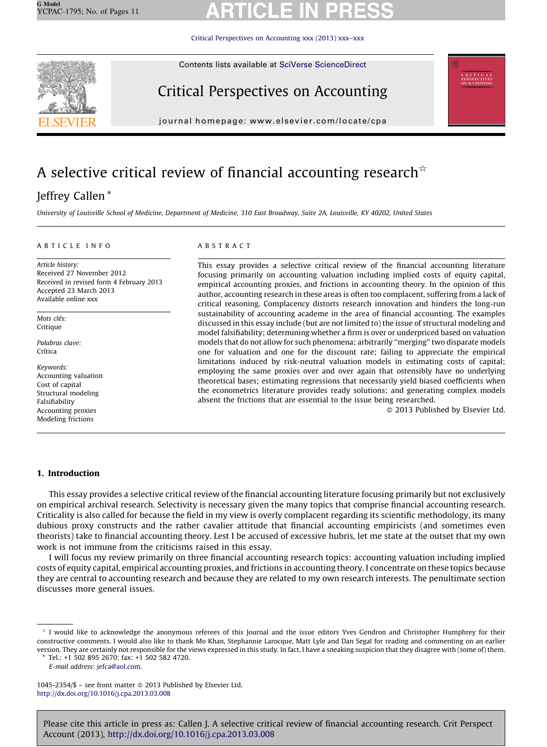# A selective critical review of financial accounting research ☆

Jeffrey Callen *

*University of Louisville School of Medicine, Department of Medicine, 310 East Broadway, Suite 2A, Louisville, KY 40202, United States*

---

**ARTICLE INFO**

*Article history:*
Received 27 November 2012
Received in revised form 4 February 2013
Accepted 23 March 2013
Available online xxx

*Mots clés:*
Critique

*Palabras clave:*
Crítica

*Keywords:*
Accounting valuation
Cost of capital
Structural modeling
Falsifiability
Accounting proxies
Modeling frictions

**ABSTRACT**

This essay provides a selective critical review of the financial accounting literature focusing primarily on accounting valuation including implied costs of equity capital, empirical accounting proxies, and frictions in accounting theory. In the opinion of this author, accounting research in these areas is often too complacent, suffering from a lack of critical reasoning. Complacency distorts research innovation and hinders the long-run sustainability of accounting academe in the area of financial accounting. The examples discussed in this essay include (but are not limited to) the issue of structural modeling and model falsifiability; determining whether a firm is over or underpriced based on valuation models that do not allow for such phenomena; arbitrarily "merging" two disparate models one for valuation and one for the discount rate; failing to appreciate the empirical limitations induced by risk-neutral valuation models in estimating costs of capital; employing the same proxies over and over again that ostensibly have no underlying theoretical bases; estimating regressions that necessarily yield biased coefficients when the econometrics literature provides ready solutions; and generating complex models absent the frictions that are essential to the issue being researched.

© 2013 Published by Elsevier Ltd.

---

## 1. Introduction

This essay provides a selective critical review of the financial accounting literature focusing primarily but not exclusively on empirical archival research. Selectivity is necessary given the many topics that comprise financial accounting research. Criticality is also called for because the field in my view is overly complacent regarding its scientific methodology, its many dubious proxy constructs and the rather cavalier attitude that financial accounting empiricists (and sometimes even theorists) take to financial accounting theory. Lest I be accused of excessive hubris, let me state at the outset that my own work is not immune from the criticisms raised in this essay.

I will focus my review primarily on three financial accounting research topics: accounting valuation including implied costs of equity capital, empirical accounting proxies, and frictions in accounting theory. I concentrate on these topics because they are central to accounting research and because they are related to my own research interests. The penultimate section discusses more general issues.

---

☆ I would like to acknowledge the anonymous referees of this Journal and the issue editors Yves Gendron and Christopher Humphrey for their constructive comments. I would also like to thank Mo Khan, Stephannie Larocque, Matt Lyle and Dan Segal for reading and commenting on an earlier version. They are certainly not responsible for the views expressed in this study. In fact, I have a sneaking suspicion that they disagree with (some of) them.

\* Tel.: +1 502 895 2670; fax: +1 502 582 4720.
*E-mail address:* jefca@aol.com.

1045-2354/$ – see front matter © 2013 Published by Elsevier Ltd.
http://dx.doi.org/10.1016/j.cpa.2013.03.008

Please cite this article in press as: Callen J. A selective critical review of financial accounting research. Crit Perspect Account (2013), http://dx.doi.org/10.1016/j.cpa.2013.03.008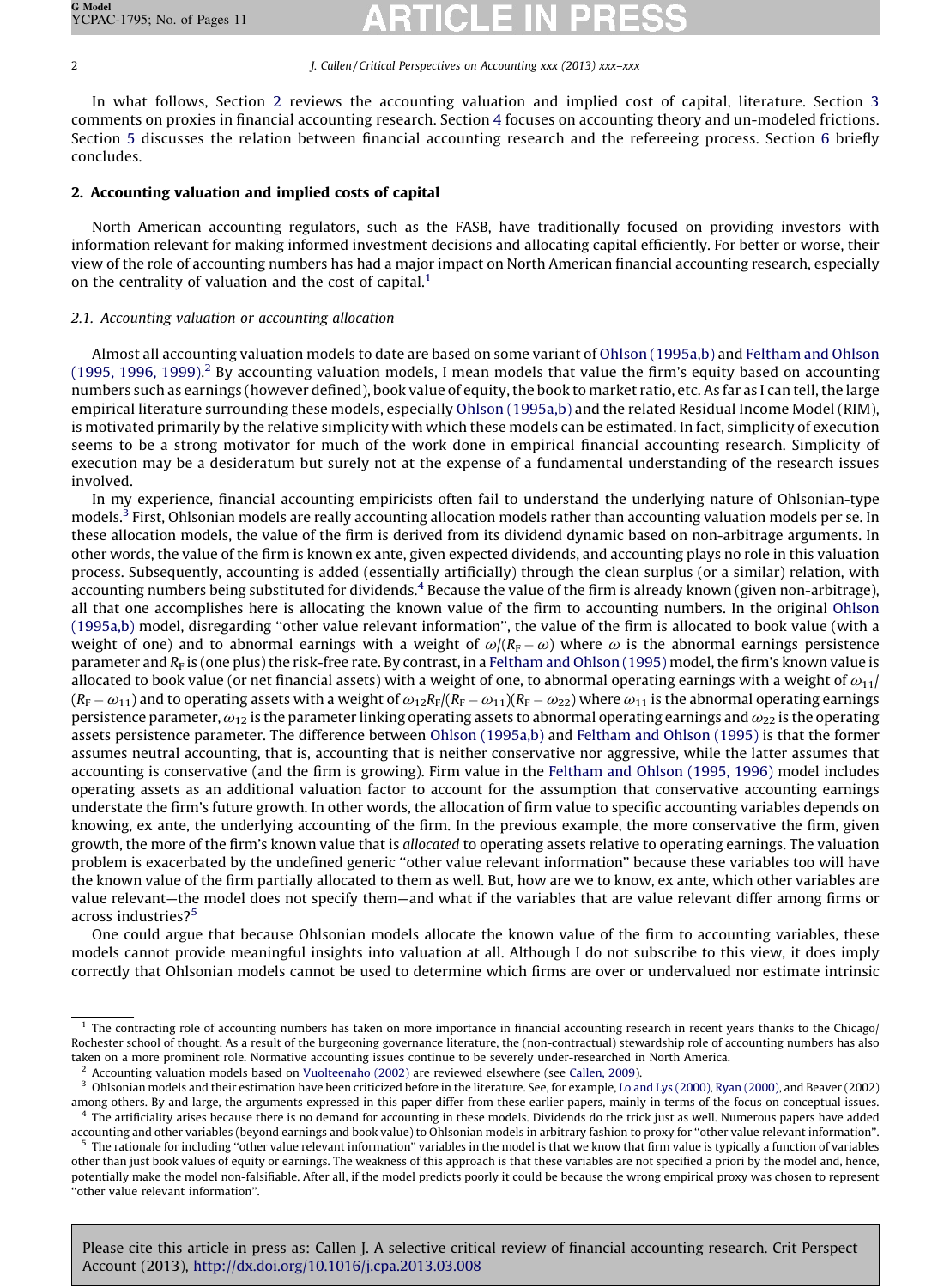In what follows, Section 2 reviews the accounting valuation and implied cost of capital, literature. Section 3 comments on proxies in financial accounting research. Section 4 focuses on accounting theory and un-modeled frictions. Section 5 discusses the relation between financial accounting research and the refereeing process. Section 6 briefly concludes.

## 2. Accounting valuation and implied costs of capital

North American accounting regulators, such as the FASB, have traditionally focused on providing investors with information relevant for making informed investment decisions and allocating capital efficiently. For better or worse, their view of the role of accounting numbers has had a major impact on North American financial accounting research, especially on the centrality of valuation and the cost of capital.[1]

### 2.1. Accounting valuation or accounting allocation

Almost all accounting valuation models to date are based on some variant of Ohlson (1995a,b) and Feltham and Ohlson (1995, 1996, 1999).[2] By accounting valuation models, I mean models that value the firm's equity based on accounting numbers such as earnings (however defined), book value of equity, the book to market ratio, etc. As far as I can tell, the large empirical literature surrounding these models, especially Ohlson (1995a,b) and the related Residual Income Model (RIM), is motivated primarily by the relative simplicity with which these models can be estimated. In fact, simplicity of execution seems to be a strong motivator for much of the work done in empirical financial accounting research. Simplicity of execution may be a desideratum but surely not at the expense of a fundamental understanding of the research issues involved.

In my experience, financial accounting empiricists often fail to understand the underlying nature of Ohlsonian-type models.[3] First, Ohlsonian models are really accounting allocation models rather than accounting valuation models per se. In these allocation models, the value of the firm is derived from its dividend dynamic based on non-arbitrage arguments. In other words, the value of the firm is known ex ante, given expected dividends, and accounting plays no role in this valuation process. Subsequently, accounting is added (essentially artificially) through the clean surplus (or a similar) relation, with accounting numbers being substituted for dividends.[4] Because the value of the firm is already known (given non-arbitrage), all that one accomplishes here is allocating the known value of the firm to accounting numbers. In the original Ohlson (1995a,b) model, disregarding "other value relevant information", the value of the firm is allocated to book value (with a weight of one) and to abnormal earnings with a weight of $\omega/(R_F - \omega)$ where $\omega$ is the abnormal earnings persistence parameter and $R_F$ is (one plus) the risk-free rate. By contrast, in a Feltham and Ohlson (1995) model, the firm's known value is allocated to book value (or net financial assets) with a weight of one, to abnormal operating earnings with a weight of $\omega_{11}/(R_F - \omega_{11})$ and to operating assets with a weight of $\omega_{12}R_F/(R_F - \omega_{11})(R_F - \omega_{22})$ where $\omega_{11}$ is the abnormal operating earnings persistence parameter, $\omega_{12}$ is the parameter linking operating assets to abnormal operating earnings and $\omega_{22}$ is the operating assets persistence parameter. The difference between Ohlson (1995a,b) and Feltham and Ohlson (1995) is that the former assumes neutral accounting, that is, accounting that is neither conservative nor aggressive, while the latter assumes that accounting is conservative (and the firm is growing). Firm value in the Feltham and Ohlson (1995, 1996) model includes operating assets as an additional valuation factor to account for the assumption that conservative accounting earnings understate the firm's future growth. In other words, the allocation of firm value to specific accounting variables depends on knowing, ex ante, the underlying accounting of the firm. In the previous example, the more conservative the firm, given growth, the more of the firm's known value that is *allocated* to operating assets relative to operating earnings. The valuation problem is exacerbated by the undefined generic "other value relevant information" because these variables too will have the known value of the firm partially allocated to them as well. But, how are we to know, ex ante, which other variables are value relevant—the model does not specify them—and what if the variables that are value relevant differ among firms or across industries?[5]

One could argue that because Ohlsonian models allocate the known value of the firm to accounting variables, these models cannot provide meaningful insights into valuation at all. Although I do not subscribe to this view, it does imply correctly that Ohlsonian models cannot be used to determine which firms are over or undervalued nor estimate intrinsic

---

[1] The contracting role of accounting numbers has taken on more importance in financial accounting research in recent years thanks to the Chicago/Rochester school of thought. As a result of the burgeoning governance literature, the (non-contractual) stewardship role of accounting numbers has also taken on a more prominent role. Normative accounting issues continue to be severely under-researched in North America.

[2] Accounting valuation models based on Vuolteenaho (2002) are reviewed elsewhere (see Callen, 2009).

[3] Ohlsonian models and their estimation have been criticized before in the literature. See, for example, Lo and Lys (2000), Ryan (2000), and Beaver (2002) among others. By and large, the arguments expressed in this paper differ from these earlier papers, mainly in terms of the focus on conceptual issues.

[4] The artificiality arises because there is no demand for accounting in these models. Dividends do the trick just as well. Numerous papers have added accounting and other variables (beyond earnings and book value) to Ohlsonian models in arbitrary fashion to proxy for "other value relevant information".

[5] The rationale for including "other value relevant information" variables in the model is that we know that firm value is typically a function of variables other than just book values of equity or earnings. The weakness of this approach is that these variables are not specified a priori by the model and, hence, potentially make the model non-falsifiable. After all, if the model predicts poorly it could be because the wrong empirical proxy was chosen to represent "other value relevant information".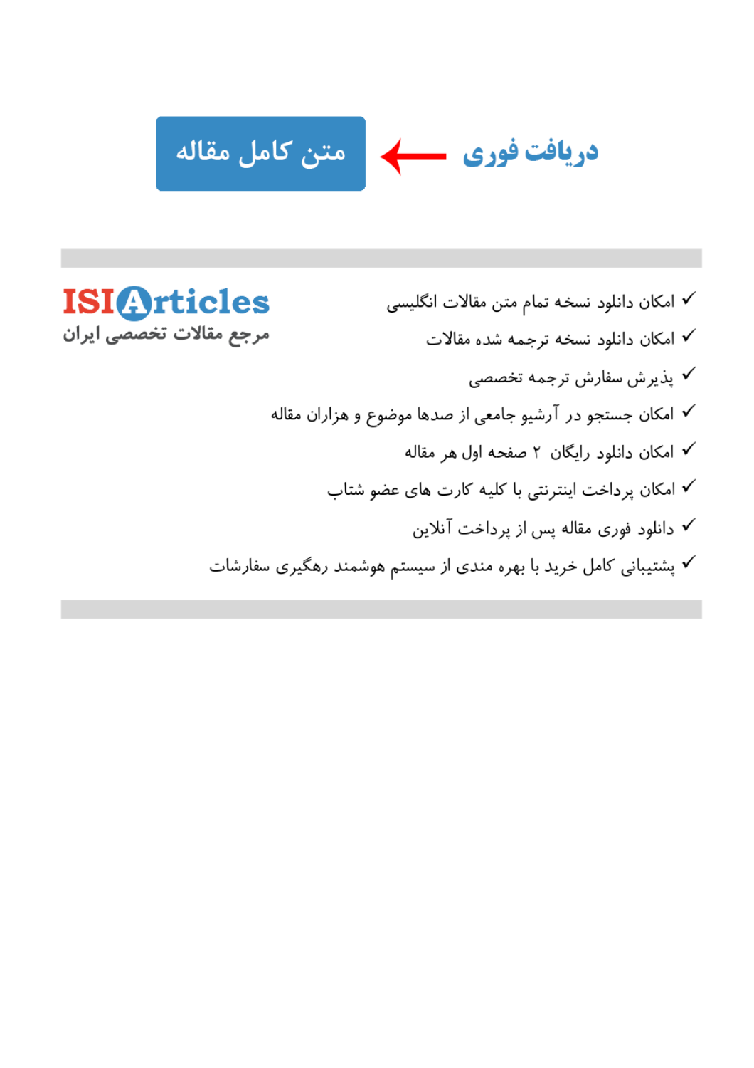**دریافت فوری** ← **متن کامل مقاله**

**ISIArticles**
مرجع مقالات تخصصی ایران

- ✓ امکان دانلود نسخه تمام متن مقالات انگلیسی
- ✓ امکان دانلود نسخه ترجمه شده مقالات
- ✓ پذیرش سفارش ترجمه تخصصی
- ✓ امکان جستجو در آرشیو جامعی از صدها موضوع و هزاران مقاله
- ✓ امکان دانلود رایگان ۲ صفحه اول هر مقاله
- ✓ امکان پرداخت اینترنتی با کلیه کارت های عضو شتاب
- ✓ دانلود فوری مقاله پس از پرداخت آنلاین
- ✓ پشتیبانی کامل خرید با بهره مندی از سیستم هوشمند رهگیری سفارشات